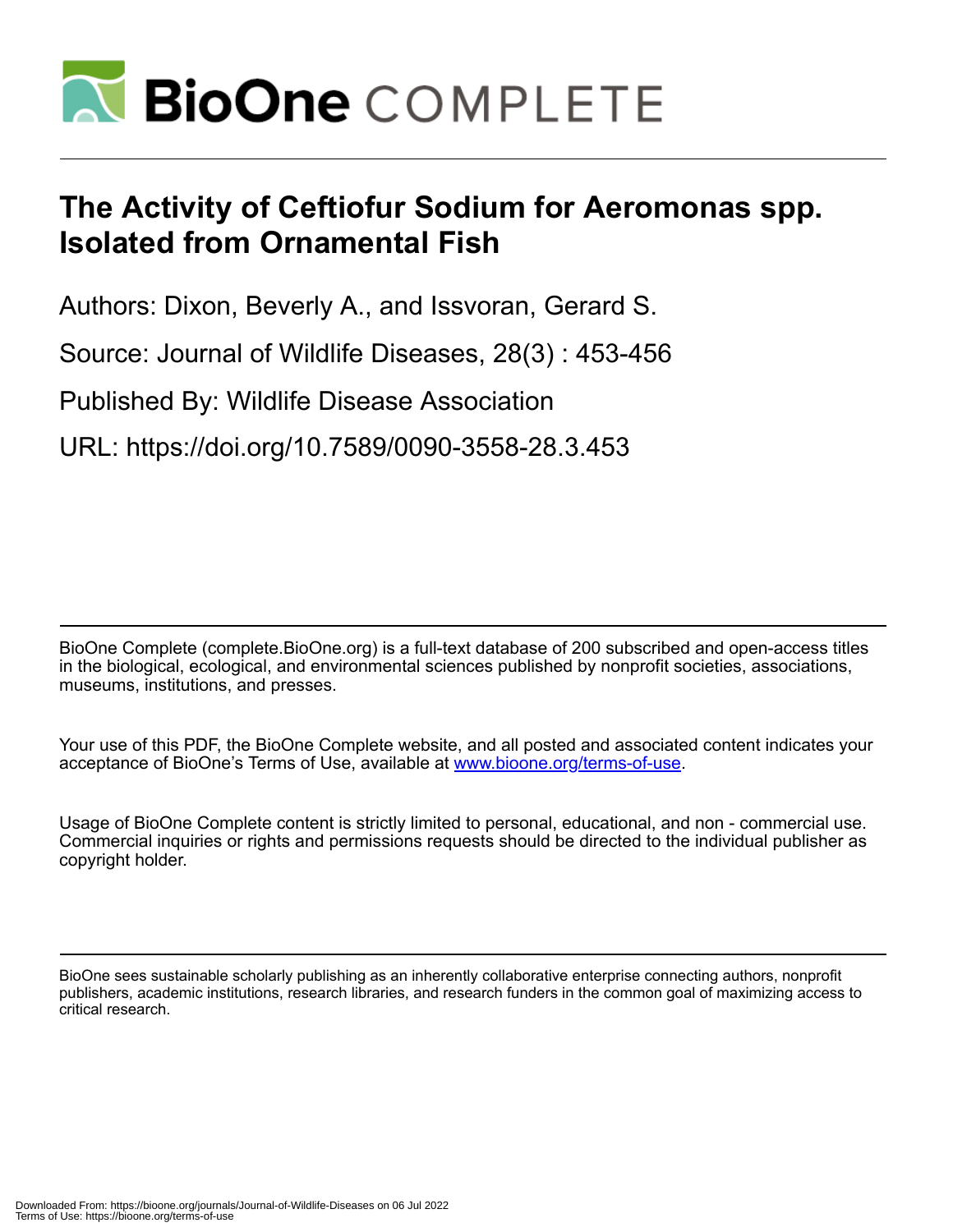# The Activity of Ceftiofur Sodium for Aeromonas spp. Isolated from Ornamental Fish

Authors: Dixon, Beverly A., and Issvoran, Gerard S.

Source: Journal of Wildlife Diseases, 28(3) : 453-456

Published By: Wildlife Disease Association

URL: https://doi.org/10.7589/0090-3558-28.3.453

BioOne Complete (complete.BioOne.org) is a full-text database of 200 subscribed and open-access titles in the biological, ecological, and environmental sciences published by nonprofit societies, associations, museums, institutions, and presses.

Your use of this PDF, the BioOne Complete website, and all posted and associated content indicates your acceptance of BioOne's Terms of Use, available at www.bioone.org/terms-of-use.

Usage of BioOne Complete content is strictly limited to personal, educational, and non - commercial use. Commercial inquiries or rights and permissions requests should be directed to the individual publisher as copyright holder.

BioOne sees sustainable scholarly publishing as an inherently collaborative enterprise connecting authors, nonprofit publishers, academic institutions, research libraries, and research funders in the common goal of maximizing access to critical research.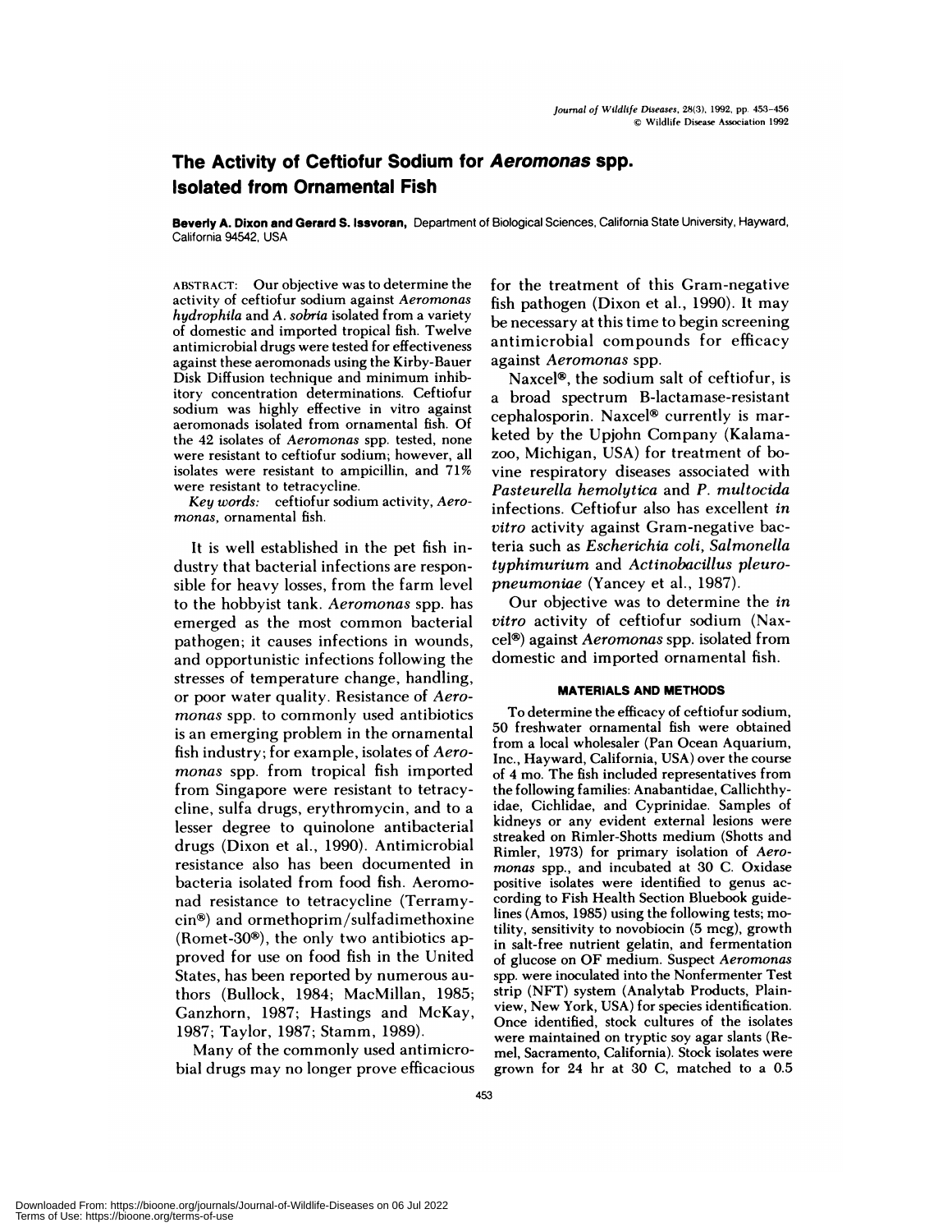# The Activity of Ceftiofur Sodium for *Aeromonas* spp. Isolated from Ornamental Fish

**Beverly A. Dixon and Gerard S. Issvoran,** Department of Biological Sciences, California State University, Hayward, California 94542, USA

ABSTRACT: Our objective was to determine the activity of ceftiofur sodium against *Aeromonas hydrophila* and *A. sobria* isolated from a variety of domestic and imported tropical fish. Twelve antimicrobial drugs were tested for effectiveness against these aeromonads using the Kirby-Bauer Disk Diffusion technique and minimum inhibitory concentration determinations. Ceftiofur sodium was highly effective in vitro against aeromonads isolated from ornamental fish. Of the 42 isolates of *Aeromonas* spp. tested, none were resistant to ceftiofur sodium; however, all isolates were resistant to ampicillin, and 71% were resistant to tetracycline.

*Key words:* ceftiofur sodium activity, *Aeromonas*, ornamental fish.

It is well established in the pet fish industry that bacterial infections are responsible for heavy losses, from the farm level to the hobbyist tank. *Aeromonas* spp. has emerged as the most common bacterial pathogen; it causes infections in wounds, and opportunistic infections following the stresses of temperature change, handling, or poor water quality. Resistance of *Aeromonas* spp. to commonly used antibiotics is an emerging problem in the ornamental fish industry; for example, isolates of *Aeromonas* spp. from tropical fish imported from Singapore were resistant to tetracycline, sulfa drugs, erythromycin, and to a lesser degree to quinolone antibacterial drugs (Dixon et al., 1990). Antimicrobial resistance also has been documented in bacteria isolated from food fish. Aeromonad resistance to tetracycline (Terramycin®) and ormethoprim/sulfadimethoxine (Romet-30®), the only two antibiotics approved for use on food fish in the United States, has been reported by numerous authors (Bullock, 1984; MacMillan, 1985; Ganzhorn, 1987; Hastings and McKay, 1987; Taylor, 1987; Stamm, 1989).

Many of the commonly used antimicrobial drugs may no longer prove efficacious for the treatment of this Gram-negative fish pathogen (Dixon et al., 1990). It may be necessary at this time to begin screening antimicrobial compounds for efficacy against *Aeromonas* spp.

Naxcel®, the sodium salt of ceftiofur, is a broad spectrum B-lactamase-resistant cephalosporin. Naxcel® currently is marketed by the Upjohn Company (Kalamazoo, Michigan, USA) for treatment of bovine respiratory diseases associated with *Pasteurella hemolytica* and *P. multocida* infections. Ceftiofur also has excellent *in vitro* activity against Gram-negative bacteria such as *Escherichia coli*, *Salmonella typhimurium* and *Actinobacillus pleuropneumoniae* (Yancey et al., 1987).

Our objective was to determine the *in vitro* activity of ceftiofur sodium (Naxcel®) against *Aeromonas* spp. isolated from domestic and imported ornamental fish.

## MATERIALS AND METHODS

To determine the efficacy of ceftiofur sodium, 50 freshwater ornamental fish were obtained from a local wholesaler (Pan Ocean Aquarium, Inc., Hayward, California, USA) over the course of 4 mo. The fish included representatives from the following families: Anabantidae, Callichthyidae, Cichlidae, and Cyprinidae. Samples of kidneys or any evident external lesions were streaked on Rimler-Shotts medium (Shotts and Rimler, 1973) for primary isolation of *Aeromonas* spp., and incubated at 30 C. Oxidase positive isolates were identified to genus according to Fish Health Section Bluebook guidelines (Amos, 1985) using the following tests; motility, sensitivity to novobiocin (5 mcg), growth in salt-free nutrient gelatin, and fermentation of glucose on OF medium. Suspect *Aeromonas* spp. were inoculated into the Nonfermenter Test strip (NFT) system (Analytab Products, Plainview, New York, USA) for species identification. Once identified, stock cultures of the isolates were maintained on tryptic soy agar slants (Remel, Sacramento, California). Stock isolates were grown for 24 hr at 30 C, matched to a 0.5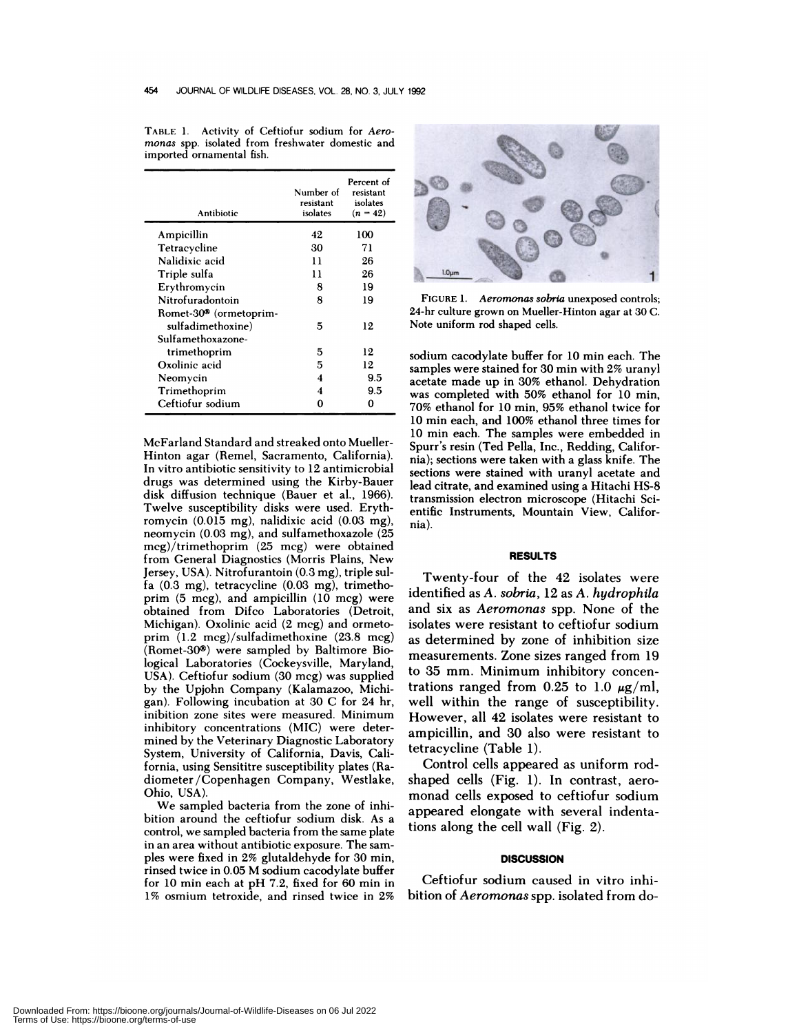TABLE 1. Activity of Ceftiofur sodium for *Aeromonas* spp. isolated from freshwater domestic and imported ornamental fish.

| Antibiotic | Number of resistant isolates | Percent of resistant isolates ($n = 42$) |
|---|---|---|
| Ampicillin | 42 | 100 |
| Tetracycline | 30 | 71 |
| Nalidixic acid | 11 | 26 |
| Triple sulfa | 11 | 26 |
| Erythromycin | 8 | 19 |
| Nitrofuradontoin | 8 | 19 |
| Romet-30® (ormetoprim-sulfadimethoxine) | 5 | 12 |
| Sulfamethoxazone-trimethoprim | 5 | 12 |
| Oxolinic acid | 5 | 12 |
| Neomycin | 4 | 9.5 |
| Trimethoprim | 4 | 9.5 |
| Ceftiofur sodium | 0 | 0 |

McFarland Standard and streaked onto Mueller-Hinton agar (Remel, Sacramento, California). In vitro antibiotic sensitivity to 12 antimicrobial drugs was determined using the Kirby-Bauer disk diffusion technique (Bauer et al., 1966). Twelve susceptibility disks were used. Erythromycin (0.015 mg), nalidixic acid (0.03 mg), neomycin (0.03 mg), and sulfamethoxazole (25 mcg)/trimethoprim (25 mcg) were obtained from General Diagnostics (Morris Plains, New Jersey, USA). Nitrofurantoin (0.3 mg), triple sulfa (0.3 mg), tetracycline (0.03 mg), trimethoprim (5 mcg), and ampicillin (10 mcg) were obtained from Difco Laboratories (Detroit, Michigan). Oxolinic acid (2 mcg) and ormetoprim (1.2 mcg)/sulfadimethoxine (23.8 mcg) (Romet-30®) were sampled by Baltimore Biological Laboratories (Cockeysville, Maryland, USA). Ceftiofur sodium (30 mcg) was supplied by the Upjohn Company (Kalamazoo, Michigan). Following incubation at 30 C for 24 hr, inibition zone sites were measured. Minimum inhibitory concentrations (MIC) were determined by the Veterinary Diagnostic Laboratory System, University of California, Davis, California, using Sensititre susceptibility plates (Radiometer/Copenhagen Company, Westlake, Ohio, USA).

We sampled bacteria from the zone of inhibition around the ceftiofur sodium disk. As a control, we sampled bacteria from the same plate in an area without antibiotic exposure. The samples were fixed in 2% glutaldehyde for 30 min, rinsed twice in 0.05 M sodium cacodylate buffer for 10 min each at pH 7.2, fixed for 60 min in 1% osmium tetroxide, and rinsed twice in 2% sodium cacodylate buffer for 10 min each. The samples were stained for 30 min with 2% uranyl acetate made up in 30% ethanol. Dehydration was completed with 50% ethanol for 10 min, 70% ethanol for 10 min, 95% ethanol twice for 10 min each, and 100% ethanol three times for 10 min each. The samples were embedded in Spurr's resin (Ted Pella, Inc., Redding, California); sections were taken with a glass knife. The sections were stained with uranyl acetate and lead citrate, and examined using a Hitachi HS-8 transmission electron microscope (Hitachi Scientific Instruments, Mountain View, California).

FIGURE 1. *Aeromonas sobria* unexposed controls; 24-hr culture grown on Mueller-Hinton agar at 30 C. Note uniform rod shaped cells.

## RESULTS

Twenty-four of the 42 isolates were identified as *A. sobria*, 12 as *A. hydrophila* and six as *Aeromonas* spp. None of the isolates were resistant to ceftiofur sodium as determined by zone of inhibition size measurements. Zone sizes ranged from 19 to 35 mm. Minimum inhibitory concentrations ranged from 0.25 to 1.0 $\mu$g/ml, well within the range of susceptibility. However, all 42 isolates were resistant to ampicillin, and 30 also were resistant to tetracycline (Table 1).

Control cells appeared as uniform rod-shaped cells (Fig. 1). In contrast, aeromonad cells exposed to ceftiofur sodium appeared elongate with several indentations along the cell wall (Fig. 2).

## DISCUSSION

Ceftiofur sodium caused in vitro inhibition of *Aeromonas* spp. isolated from do-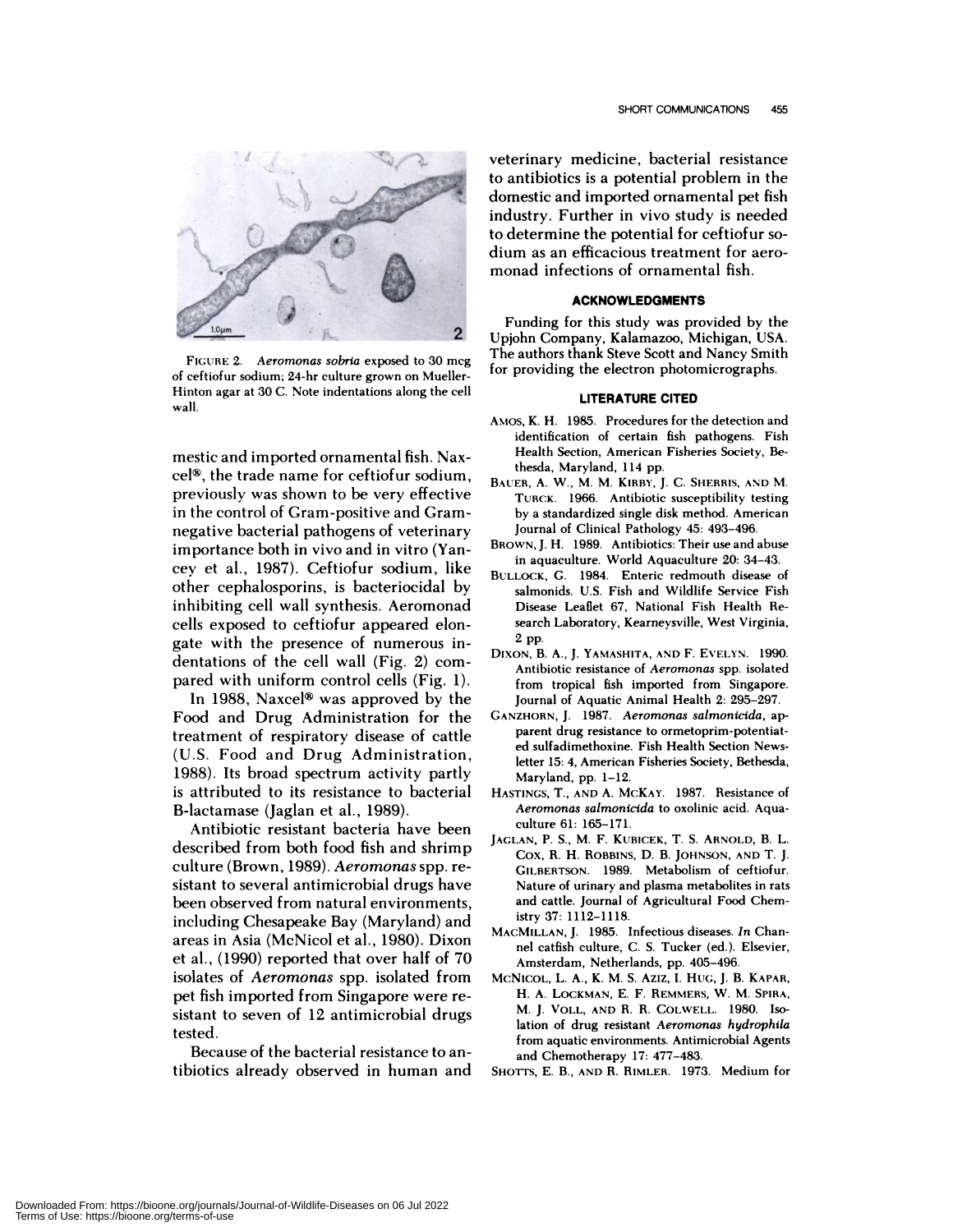FIGURE 2. *Aeromonas sobria* exposed to 30 mcg of ceftiofur sodium; 24-hr culture grown on Mueller-Hinton agar at 30 C. Note indentations along the cell wall.

mestic and imported ornamental fish. Naxcel®, the trade name for ceftiofur sodium, previously was shown to be very effective in the control of Gram-positive and Gram-negative bacterial pathogens of veterinary importance both in vivo and in vitro (Yancey et al., 1987). Ceftiofur sodium, like other cephalosporins, is bacteriocidal by inhibiting cell wall synthesis. Aeromonad cells exposed to ceftiofur appeared elongate with the presence of numerous indentations of the cell wall (Fig. 2) compared with uniform control cells (Fig. 1).

In 1988, Naxcel® was approved by the Food and Drug Administration for the treatment of respiratory disease of cattle (U.S. Food and Drug Administration, 1988). Its broad spectrum activity partly is attributed to its resistance to bacterial B-lactamase (Jaglan et al., 1989).

Antibiotic resistant bacteria have been described from both food fish and shrimp culture (Brown, 1989). *Aeromonas* spp. resistant to several antimicrobial drugs have been observed from natural environments, including Chesapeake Bay (Maryland) and areas in Asia (McNicol et al., 1980). Dixon et al., (1990) reported that over half of 70 isolates of *Aeromonas* spp. isolated from pet fish imported from Singapore were resistant to seven of 12 antimicrobial drugs tested.

Because of the bacterial resistance to antibiotics already observed in human and veterinary medicine, bacterial resistance to antibiotics is a potential problem in the domestic and imported ornamental pet fish industry. Further in vivo study is needed to determine the potential for ceftiofur sodium as an efficacious treatment for aeromonad infections of ornamental fish.

## ACKNOWLEDGMENTS

Funding for this study was provided by the Upjohn Company, Kalamazoo, Michigan, USA. The authors thank Steve Scott and Nancy Smith for providing the electron photomicrographs.

## LITERATURE CITED

AMOS, K. H. 1985. Procedures for the detection and identification of certain fish pathogens. Fish Health Section, American Fisheries Society, Bethesda, Maryland, 114 pp.

BAUER, A. W., M. M. KIRBY, J. C. SHERRIS, AND M. TURCK. 1966. Antibiotic susceptibility testing by a standardized single disk method. American Journal of Clinical Pathology 45: 493–496.

BROWN, J. H. 1989. Antibiotics: Their use and abuse in aquaculture. World Aquaculture 20: 34–43.

BULLOCK, G. 1984. Enteric redmouth disease of salmonids. U.S. Fish and Wildlife Service Fish Disease Leaflet 67, National Fish Health Research Laboratory, Kearneysville, West Virginia, 2 pp.

DIXON, B. A., J. YAMASHITA, AND F. EVELYN. 1990. Antibiotic resistance of *Aeromonas* spp. isolated from tropical fish imported from Singapore. Journal of Aquatic Animal Health 2: 295–297.

GANZHORN, J. 1987. *Aeromonas salmonicida*, apparent drug resistance to ormetoprim-potentiated sulfadimethoxine. Fish Health Section Newsletter 15: 4, American Fisheries Society, Bethesda, Maryland, pp. 1–12.

HASTINGS, T., AND A. MCKAY. 1987. Resistance of *Aeromonas salmonicida* to oxolinic acid. Aquaculture 61: 165–171.

JAGLAN, P. S., M. F. KUBICEK, T. S. ARNOLD, B. L. COX, R. H. ROBBINS, D. B. JOHNSON, AND T. J. GILBERTSON. 1989. Metabolism of ceftiofur. Nature of urinary and plasma metabolites in rats and cattle. Journal of Agricultural Food Chemistry 37: 1112–1118.

MACMILLAN, J. 1985. Infectious diseases. *In* Channel catfish culture, C. S. Tucker (ed.). Elsevier, Amsterdam, Netherlands, pp. 405–496.

MCNICOL, L. A., K. M. S. AZIZ, I. HUG, J. B. KAPAR, H. A. LOCKMAN, E. F. REMMERS, W. M. SPIRA, M. J. VOLL, AND R. R. COLWELL. 1980. Isolation of drug resistant *Aeromonas hydrophila* from aquatic environments. Antimicrobial Agents and Chemotherapy 17: 477–483.

SHOTTS, E. B., AND R. RIMLER. 1973. Medium for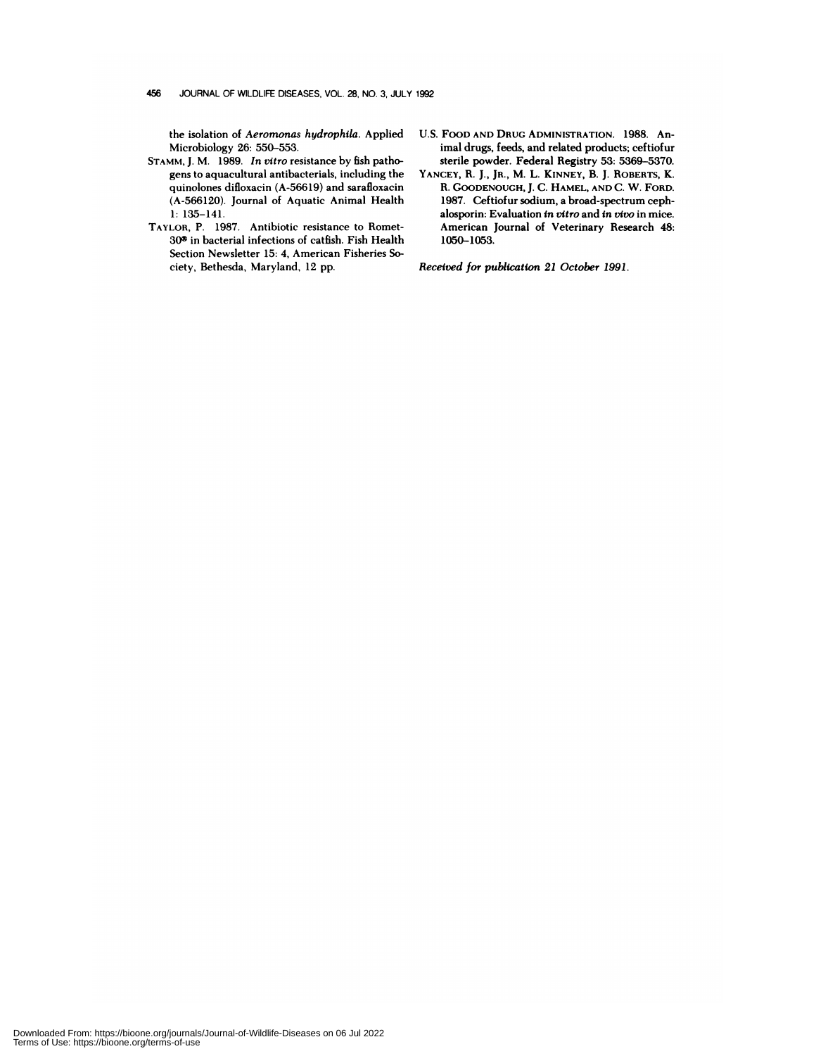the isolation of *Aeromonas hydrophila*. Applied Microbiology 26: 550–553.

STAMM, J. M. 1989. *In vitro* resistance by fish pathogens to aquacultural antibacterials, including the quinolones difloxacin (A-56619) and sarafloxacin (A-566120). Journal of Aquatic Animal Health 1: 135–141.

TAYLOR, P. 1987. Antibiotic resistance to Romet-30® in bacterial infections of catfish. Fish Health Section Newsletter 15: 4, American Fisheries Society, Bethesda, Maryland, 12 pp.

U.S. FOOD AND DRUG ADMINISTRATION. 1988. Animal drugs, feeds, and related products; ceftiofur sterile powder. Federal Registry 53: 5369–5370.

YANCEY, R. J., JR., M. L. KINNEY, B. J. ROBERTS, K. R. GOODENOUGH, J. C. HAMEL, AND C. W. FORD. 1987. Ceftiofur sodium, a broad-spectrum cephalosporin: Evaluation *in vitro* and *in vivo* in mice. American Journal of Veterinary Research 48: 1050–1053.

*Received for publication 21 October 1991.*